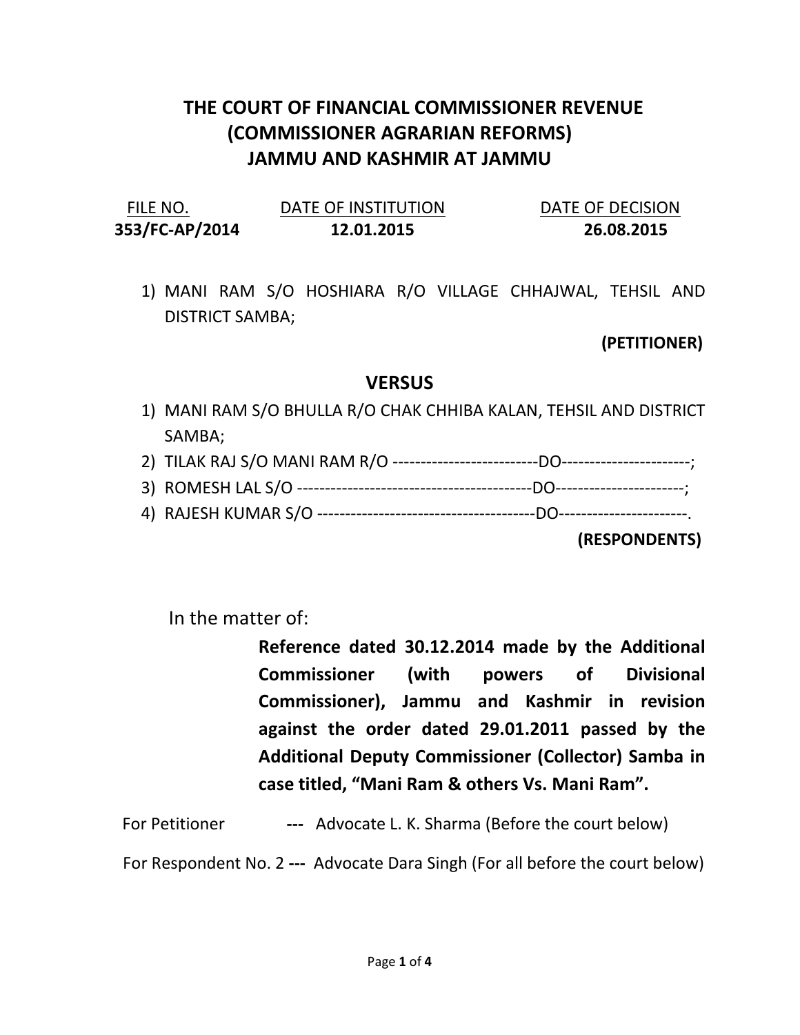# THE COURT OF FINANCIAL COMMISSIONER REVENUE (COMMISSIONER AGRARIAN REFORMS) JAMMU AND KASHMIR AT JAMMU

| FILE NO. | DATE OF INSTITUTION | DATE OF DECISION |
|---|---|---|
| **353/FC-AP/2014** | **12.01.2015** | **26.08.2015** |

1) MANI RAM S/O HOSHIARA R/O VILLAGE CHHAJWAL, TEHSIL AND DISTRICT SAMBA;

**(PETITIONER)**

## VERSUS

1) MANI RAM S/O BHULLA R/O CHAK CHHIBA KALAN, TEHSIL AND DISTRICT SAMBA;
2) TILAK RAJ S/O MANI RAM R/O --------------------------DO-----------------------;
3) ROMESH LAL S/O ------------------------------------------DO-----------------------;
4) RAJESH KUMAR S/O ---------------------------------------DO-----------------------.

**(RESPONDENTS)**

In the matter of:

**Reference dated 30.12.2014 made by the Additional Commissioner (with powers of Divisional Commissioner), Jammu and Kashmir in revision against the order dated 29.01.2011 passed by the Additional Deputy Commissioner (Collector) Samba in case titled, "Mani Ram & others Vs. Mani Ram".**

For Petitioner **---** Advocate L. K. Sharma (Before the court below)

For Respondent No. 2 **---** Advocate Dara Singh (For all before the court below)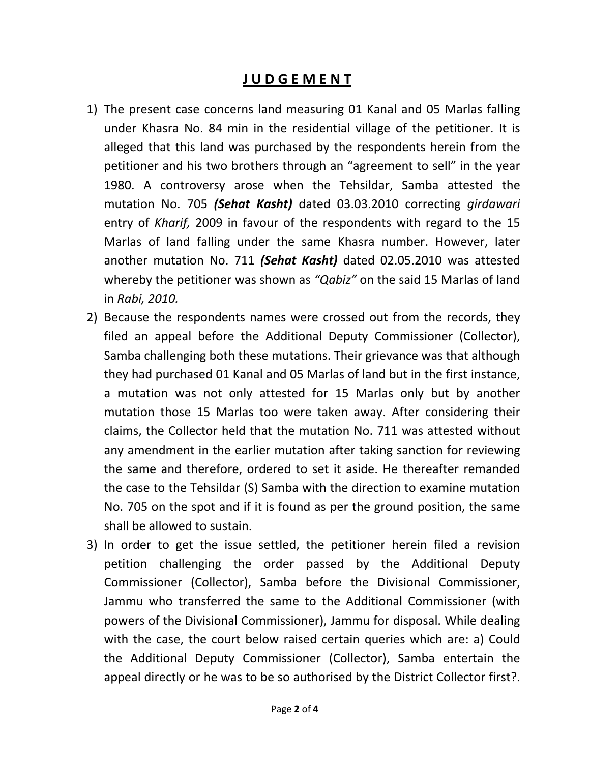# **J U D G E M E N T**

1) The present case concerns land measuring 01 Kanal and 05 Marlas falling under Khasra No. 84 min in the residential village of the petitioner. It is alleged that this land was purchased by the respondents herein from the petitioner and his two brothers through an "agreement to sell" in the year 1980. A controversy arose when the Tehsildar, Samba attested the mutation No. 705 ***(Sehat Kasht)*** dated 03.03.2010 correcting *girdawari* entry of *Kharif,* 2009 in favour of the respondents with regard to the 15 Marlas of land falling under the same Khasra number. However, later another mutation No. 711 ***(Sehat Kasht)*** dated 02.05.2010 was attested whereby the petitioner was shown as *"Qabiz"* on the said 15 Marlas of land in *Rabi, 2010.*

2) Because the respondents names were crossed out from the records, they filed an appeal before the Additional Deputy Commissioner (Collector), Samba challenging both these mutations. Their grievance was that although they had purchased 01 Kanal and 05 Marlas of land but in the first instance, a mutation was not only attested for 15 Marlas only but by another mutation those 15 Marlas too were taken away. After considering their claims, the Collector held that the mutation No. 711 was attested without any amendment in the earlier mutation after taking sanction for reviewing the same and therefore, ordered to set it aside. He thereafter remanded the case to the Tehsildar (S) Samba with the direction to examine mutation No. 705 on the spot and if it is found as per the ground position, the same shall be allowed to sustain.

3) In order to get the issue settled, the petitioner herein filed a revision petition challenging the order passed by the Additional Deputy Commissioner (Collector), Samba before the Divisional Commissioner, Jammu who transferred the same to the Additional Commissioner (with powers of the Divisional Commissioner), Jammu for disposal. While dealing with the case, the court below raised certain queries which are: a) Could the Additional Deputy Commissioner (Collector), Samba entertain the appeal directly or he was to be so authorised by the District Collector first?.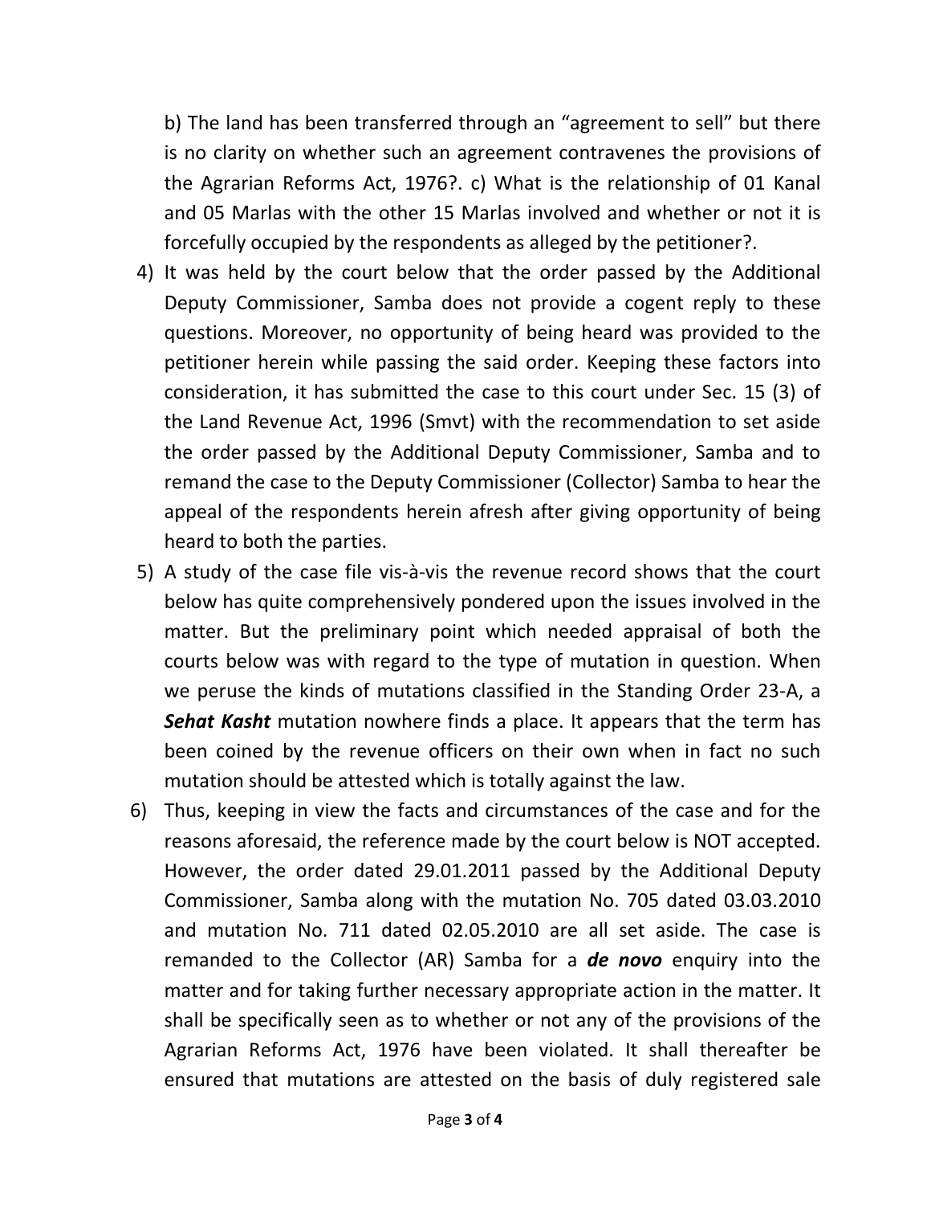b) The land has been transferred through an "agreement to sell" but there is no clarity on whether such an agreement contravenes the provisions of the Agrarian Reforms Act, 1976?. c) What is the relationship of 01 Kanal and 05 Marlas with the other 15 Marlas involved and whether or not it is forcefully occupied by the respondents as alleged by the petitioner?.

4) It was held by the court below that the order passed by the Additional Deputy Commissioner, Samba does not provide a cogent reply to these questions. Moreover, no opportunity of being heard was provided to the petitioner herein while passing the said order. Keeping these factors into consideration, it has submitted the case to this court under Sec. 15 (3) of the Land Revenue Act, 1996 (Smvt) with the recommendation to set aside the order passed by the Additional Deputy Commissioner, Samba and to remand the case to the Deputy Commissioner (Collector) Samba to hear the appeal of the respondents herein afresh after giving opportunity of being heard to both the parties.

5) A study of the case file vis-à-vis the revenue record shows that the court below has quite comprehensively pondered upon the issues involved in the matter. But the preliminary point which needed appraisal of both the courts below was with regard to the type of mutation in question. When we peruse the kinds of mutations classified in the Standing Order 23-A, a ***Sehat Kasht*** mutation nowhere finds a place. It appears that the term has been coined by the revenue officers on their own when in fact no such mutation should be attested which is totally against the law.

6) Thus, keeping in view the facts and circumstances of the case and for the reasons aforesaid, the reference made by the court below is NOT accepted. However, the order dated 29.01.2011 passed by the Additional Deputy Commissioner, Samba along with the mutation No. 705 dated 03.03.2010 and mutation No. 711 dated 02.05.2010 are all set aside. The case is remanded to the Collector (AR) Samba for a ***de novo*** enquiry into the matter and for taking further necessary appropriate action in the matter. It shall be specifically seen as to whether or not any of the provisions of the Agrarian Reforms Act, 1976 have been violated. It shall thereafter be ensured that mutations are attested on the basis of duly registered sale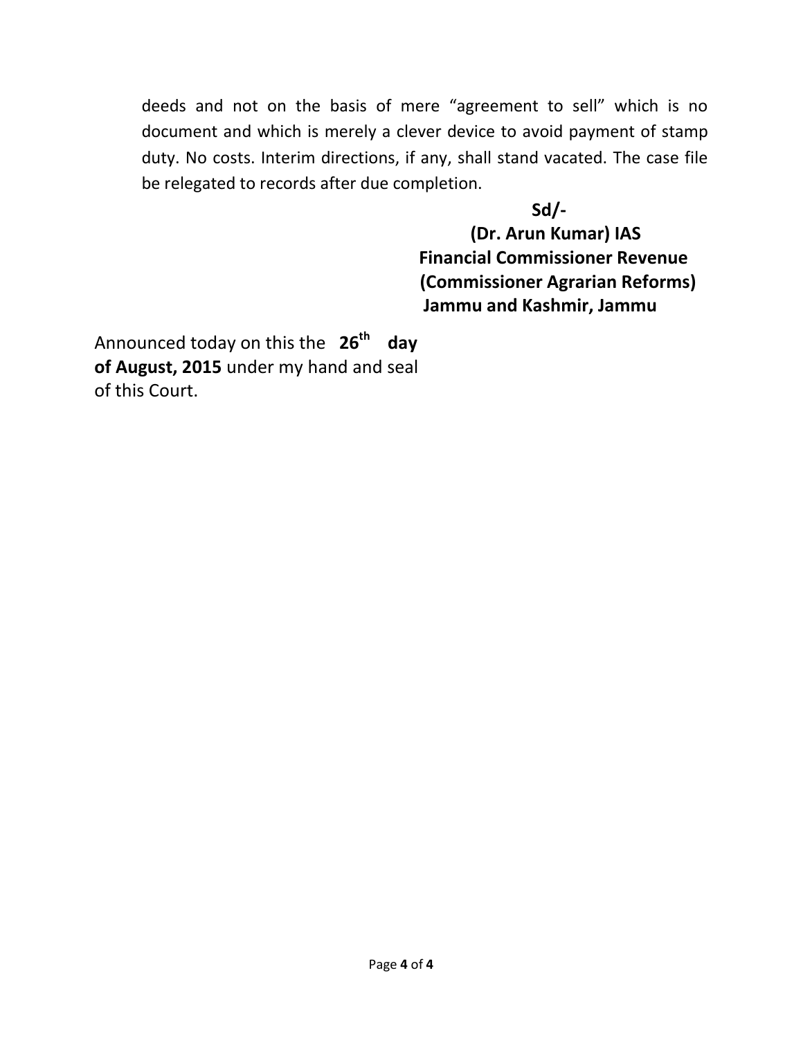deeds and not on the basis of mere "agreement to sell" which is no document and which is merely a clever device to avoid payment of stamp duty. No costs. Interim directions, if any, shall stand vacated. The case file be relegated to records after due completion.

**Sd/-**
**(Dr. Arun Kumar) IAS**
**Financial Commissioner Revenue**
**(Commissioner Agrarian Reforms)**
**Jammu and Kashmir, Jammu**

Announced today on this the **26th day of August, 2015** under my hand and seal of this Court.